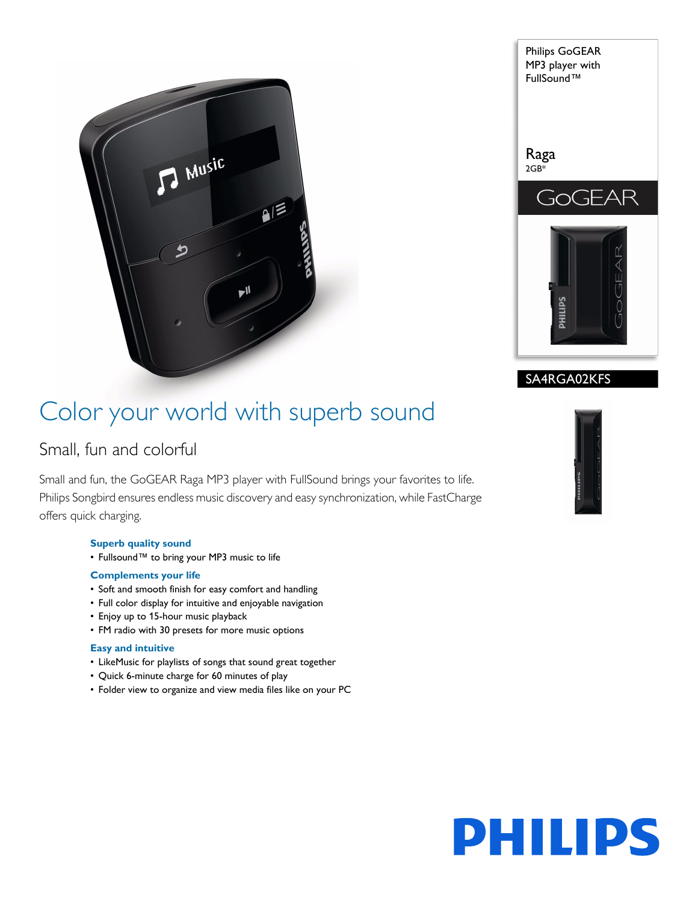Philips GoGEAR MP3 player with FullSound™

Raga
2GB*

GoGEAR

SA4RGA02KFS

# Color your world with superb sound

## Small, fun and colorful

Small and fun, the GoGEAR Raga MP3 player with FullSound brings your favorites to life. Philips Songbird ensures endless music discovery and easy synchronization, while FastCharge offers quick charging.

**Superb quality sound**
- Fullsound™ to bring your MP3 music to life

**Complements your life**
- Soft and smooth finish for easy comfort and handling
- Full color display for intuitive and enjoyable navigation
- Enjoy up to 15-hour music playback
- FM radio with 30 presets for more music options

**Easy and intuitive**
- LikeMusic for playlists of songs that sound great together
- Quick 6-minute charge for 60 minutes of play
- Folder view to organize and view media files like on your PC

PHILIPS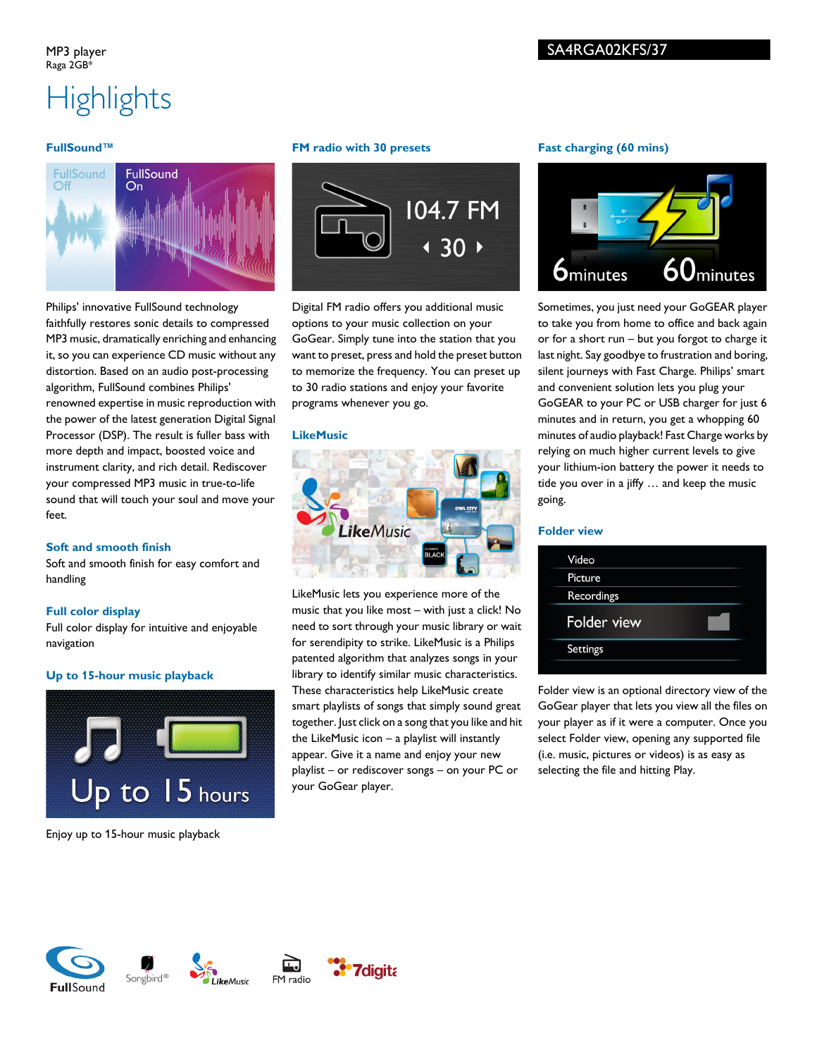MP3 player
Raga 2GB*

SA4RGA02KFS/37

# Highlights

### FullSound™

Philips' innovative FullSound technology faithfully restores sonic details to compressed MP3 music, dramatically enriching and enhancing it, so you can experience CD music without any distortion. Based on an audio post-processing algorithm, FullSound combines Philips' renowned expertise in music reproduction with the power of the latest generation Digital Signal Processor (DSP). The result is fuller bass with more depth and impact, boosted voice and instrument clarity, and rich detail. Rediscover your compressed MP3 music in true-to-life sound that will touch your soul and move your feet.

### Soft and smooth finish

Soft and smooth finish for easy comfort and handling

### Full color display

Full color display for intuitive and enjoyable navigation

### Up to 15-hour music playback

Enjoy up to 15-hour music playback

### FM radio with 30 presets

Digital FM radio offers you additional music options to your music collection on your GoGear. Simply tune into the station that you want to preset, press and hold the preset button to memorize the frequency. You can preset up to 30 radio stations and enjoy your favorite programs whenever you go.

### LikeMusic

LikeMusic lets you experience more of the music that you like most – with just a click! No need to sort through your music library or wait for serendipity to strike. LikeMusic is a Philips patented algorithm that analyzes songs in your library to identify similar music characteristics. These characteristics help LikeMusic create smart playlists of songs that simply sound great together. Just click on a song that you like and hit the LikeMusic icon – a playlist will instantly appear. Give it a name and enjoy your new playlist – or rediscover songs – on your PC or your GoGear player.

### Fast charging (60 mins)

Sometimes, you just need your GoGEAR player to take you from home to office and back again or for a short run – but you forgot to charge it last night. Say goodbye to frustration and boring, silent journeys with Fast Charge. Philips' smart and convenient solution lets you plug your GoGEAR to your PC or USB charger for just 6 minutes and in return, you get a whopping 60 minutes of audio playback! Fast Charge works by relying on much higher current levels to give your lithium-ion battery the power it needs to tide you over in a jiffy … and keep the music going.

### Folder view

Folder view is an optional directory view of the GoGear player that lets you view all the files on your player as if it were a computer. Once you select Folder view, opening any supported file (i.e. music, pictures or videos) is as easy as selecting the file and hitting Play.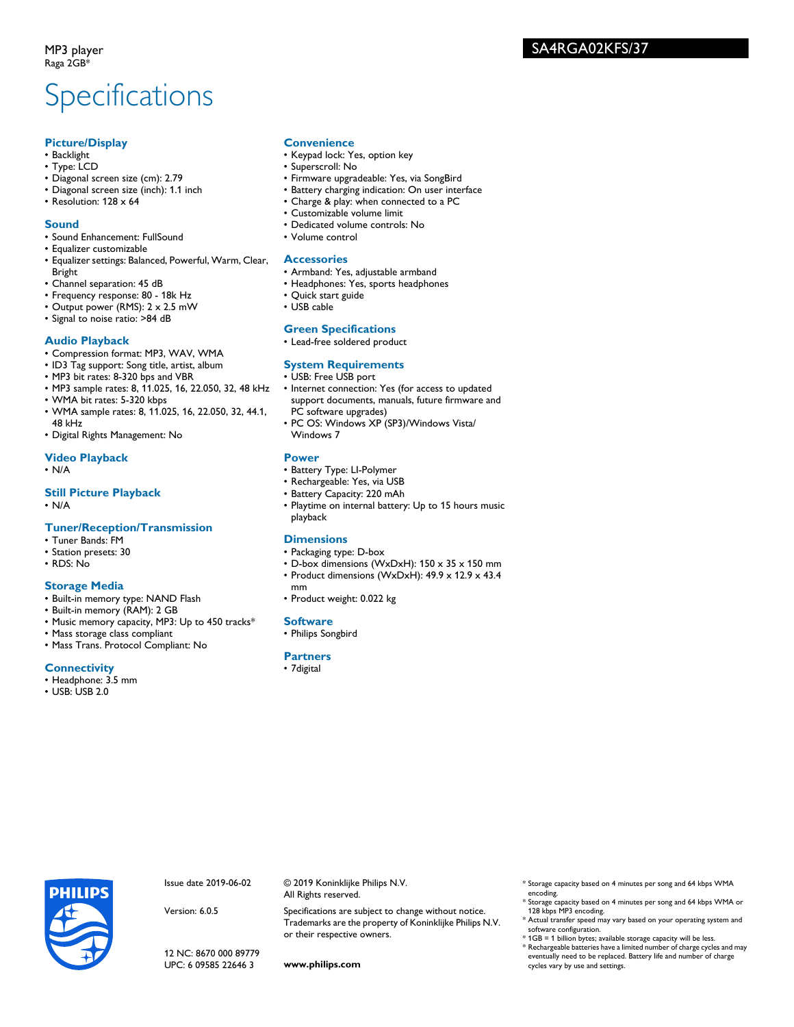MP3 player
Raga 2GB*

SA4RGA02KFS/37

# Specifications

## Picture/Display
- Backlight
- Type: LCD
- Diagonal screen size (cm): 2.79
- Diagonal screen size (inch): 1.1 inch
- Resolution: 128 x 64

## Sound
- Sound Enhancement: FullSound
- Equalizer customizable
- Equalizer settings: Balanced, Powerful, Warm, Clear, Bright
- Channel separation: 45 dB
- Frequency response: 80 - 18k Hz
- Output power (RMS): 2 x 2.5 mW
- Signal to noise ratio: >84 dB

## Audio Playback
- Compression format: MP3, WAV, WMA
- ID3 Tag support: Song title, artist, album
- MP3 bit rates: 8-320 bps and VBR
- MP3 sample rates: 8, 11.025, 16, 22.050, 32, 48 kHz
- WMA bit rates: 5-320 kbps
- WMA sample rates: 8, 11.025, 16, 22.050, 32, 44.1, 48 kHz
- Digital Rights Management: No

## Video Playback
- N/A

## Still Picture Playback
- N/A

## Tuner/Reception/Transmission
- Tuner Bands: FM
- Station presets: 30
- RDS: No

## Storage Media
- Built-in memory type: NAND Flash
- Built-in memory (RAM): 2 GB
- Music memory capacity, MP3: Up to 450 tracks*
- Mass storage class compliant
- Mass Trans. Protocol Compliant: No

## Connectivity
- Headphone: 3.5 mm
- USB: USB 2.0

## Convenience
- Keypad lock: Yes, option key
- Superscroll: No
- Firmware upgradeable: Yes, via SongBird
- Battery charging indication: On user interface
- Charge & play: when connected to a PC
- Customizable volume limit
- Dedicated volume controls: No
- Volume control

## Accessories
- Armband: Yes, adjustable armband
- Headphones: Yes, sports headphones
- Quick start guide
- USB cable

## Green Specifications
- Lead-free soldered product

## System Requirements
- USB: Free USB port
- Internet connection: Yes (for access to updated support documents, manuals, future firmware and PC software upgrades)
- PC OS: Windows XP (SP3)/Windows Vista/ Windows 7

## Power
- Battery Type: LI-Polymer
- Rechargeable: Yes, via USB
- Battery Capacity: 220 mAh
- Playtime on internal battery: Up to 15 hours music playback

## Dimensions
- Packaging type: D-box
- D-box dimensions (WxDxH): 150 x 35 x 150 mm
- Product dimensions (WxDxH): 49.9 x 12.9 x 43.4 mm
- Product weight: 0.022 kg

## Software
- Philips Songbird

## Partners
- 7digital

Issue date 2019-06-02

Version: 6.0.5

12 NC: 8670 000 89779
UPC: 6 09585 22646 3

© 2019 Koninklijke Philips N.V.
All Rights reserved.

Specifications are subject to change without notice. Trademarks are the property of Koninklijke Philips N.V. or their respective owners.

www.philips.com

* Storage capacity based on 4 minutes per song and 64 kbps WMA encoding.
* Storage capacity based on 4 minutes per song and 64 kbps WMA or 128 kbps MP3 encoding.
* Actual transfer speed may vary based on your operating system and software configuration.
* 1GB = 1 billion bytes; available storage capacity will be less.
* Rechargeable batteries have a limited number of charge cycles and may eventually need to be replaced. Battery life and number of charge cycles vary by use and settings.